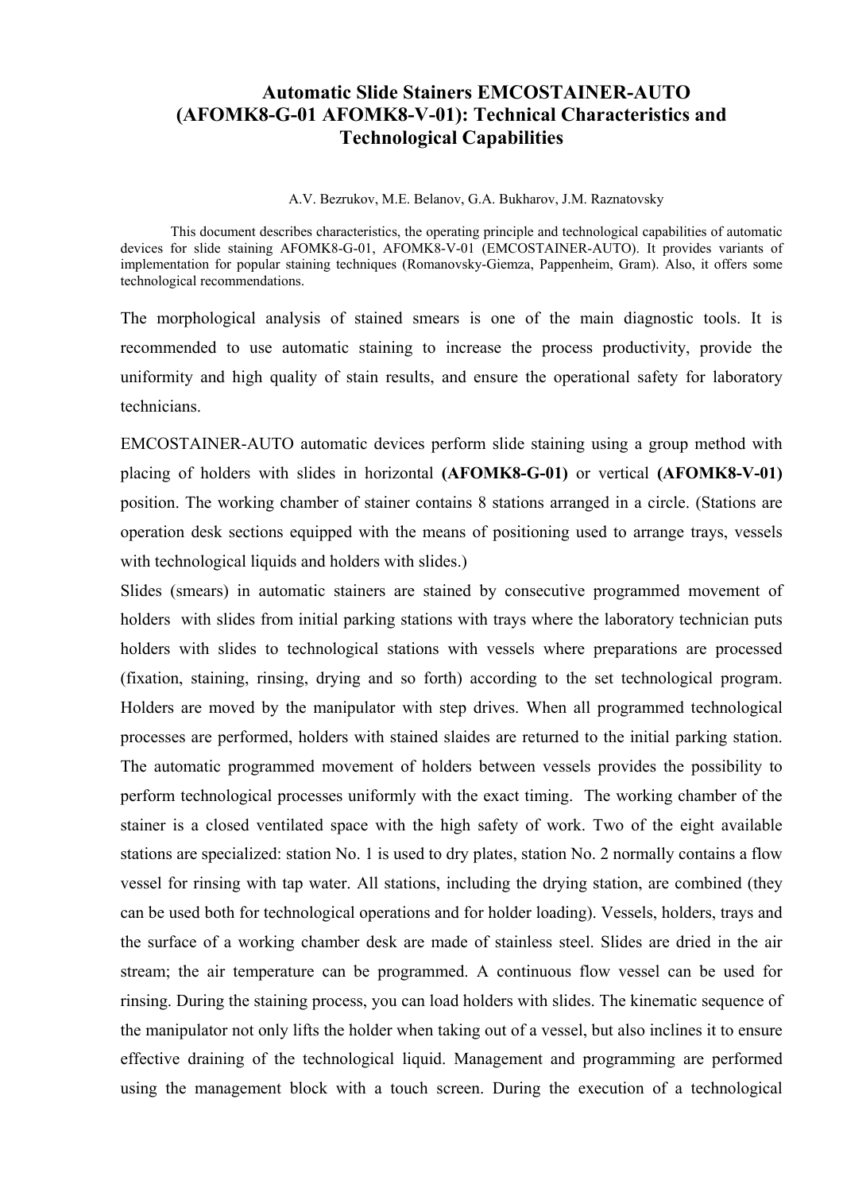# Automatic Slide Stainers EMCOSTAINER-AUTO (AFOMK8-G-01 AFOMK8-V-01): Technical Characteristics and Technological Capabilities

A.V. Bezrukov, M.E. Belanov, G.A. Bukharov, J.M. Raznatovsky

This document describes characteristics, the operating principle and technological capabilities of automatic devices for slide staining AFOMK8-G-01, AFOMK8-V-01 (EMCOSTAINER-AUTO). It provides variants of implementation for popular staining techniques (Romanovsky-Giemza, Pappenheim, Gram). Also, it offers some technological recommendations.

The morphological analysis of stained smears is one of the main diagnostic tools. It is recommended to use automatic staining to increase the process productivity, provide the uniformity and high quality of stain results, and ensure the operational safety for laboratory technicians.

EMCOSTAINER-AUTO automatic devices perform slide staining using a group method with placing of holders with slides in horizontal **(AFOMK8-G-01)** or vertical **(AFOMK8-V-01)** position. The working chamber of stainer contains 8 stations arranged in a circle. (Stations are operation desk sections equipped with the means of positioning used to arrange trays, vessels with technological liquids and holders with slides.)

Slides (smears) in automatic stainers are stained by consecutive programmed movement of holders with slides from initial parking stations with trays where the laboratory technician puts holders with slides to technological stations with vessels where preparations are processed (fixation, staining, rinsing, drying and so forth) according to the set technological program. Holders are moved by the manipulator with step drives. When all programmed technological processes are performed, holders with stained slaides are returned to the initial parking station. The automatic programmed movement of holders between vessels provides the possibility to perform technological processes uniformly with the exact timing. The working chamber of the stainer is a closed ventilated space with the high safety of work. Two of the eight available stations are specialized: station No. 1 is used to dry plates, station No. 2 normally contains a flow vessel for rinsing with tap water. All stations, including the drying station, are combined (they can be used both for technological operations and for holder loading). Vessels, holders, trays and the surface of a working chamber desk are made of stainless steel. Slides are dried in the air stream; the air temperature can be programmed. A continuous flow vessel can be used for rinsing. During the staining process, you can load holders with slides. The kinematic sequence of the manipulator not only lifts the holder when taking out of a vessel, but also inclines it to ensure effective draining of the technological liquid. Management and programming are performed using the management block with a touch screen. During the execution of a technological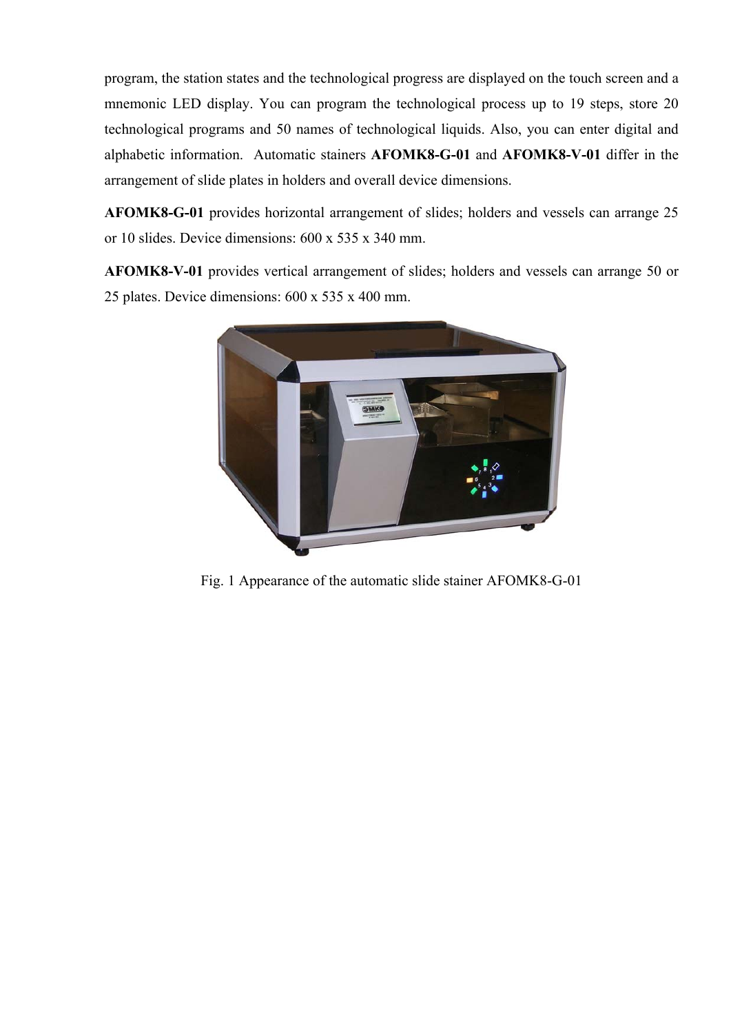program, the station states and the technological progress are displayed on the touch screen and a mnemonic LED display. You can program the technological process up to 19 steps, store 20 technological programs and 50 names of technological liquids. Also, you can enter digital and alphabetic information. Automatic stainers **AFOMK8-G-01** and **AFOMK8-V-01** differ in the arrangement of slide plates in holders and overall device dimensions.

**AFOMK8-G-01** provides horizontal arrangement of slides; holders and vessels can arrange 25 or 10 slides. Device dimensions: 600 x 535 x 340 mm.

**AFOMK8-V-01** provides vertical arrangement of slides; holders and vessels can arrange 50 or 25 plates. Device dimensions: 600 x 535 x 400 mm.

Fig. 1 Appearance of the automatic slide stainer AFOMK8-G-01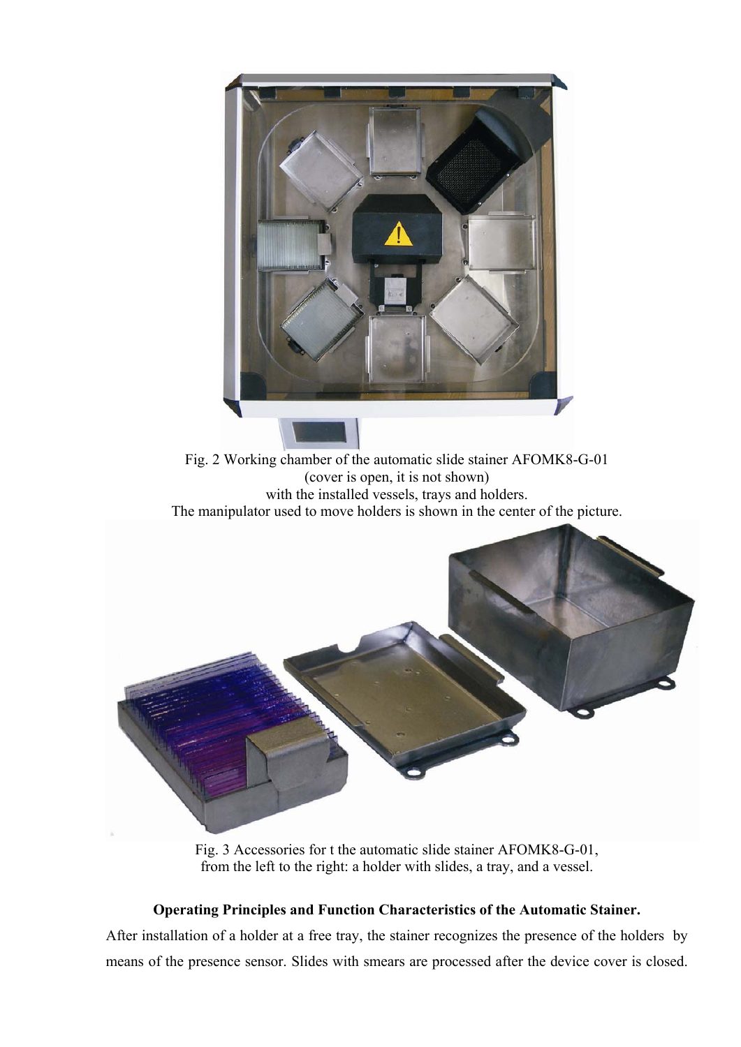Fig. 2 Working chamber of the automatic slide stainer AFOMK8-G-01
(cover is open, it is not shown)
with the installed vessels, trays and holders.
The manipulator used to move holders is shown in the center of the picture.

Fig. 3 Accessories for t the automatic slide stainer AFOMK8-G-01,
from the left to the right: a holder with slides, a tray, and a vessel.

**Operating Principles and Function Characteristics of the Automatic Stainer.**

After installation of a holder at a free tray, the stainer recognizes the presence of the holders by means of the presence sensor. Slides with smears are processed after the device cover is closed.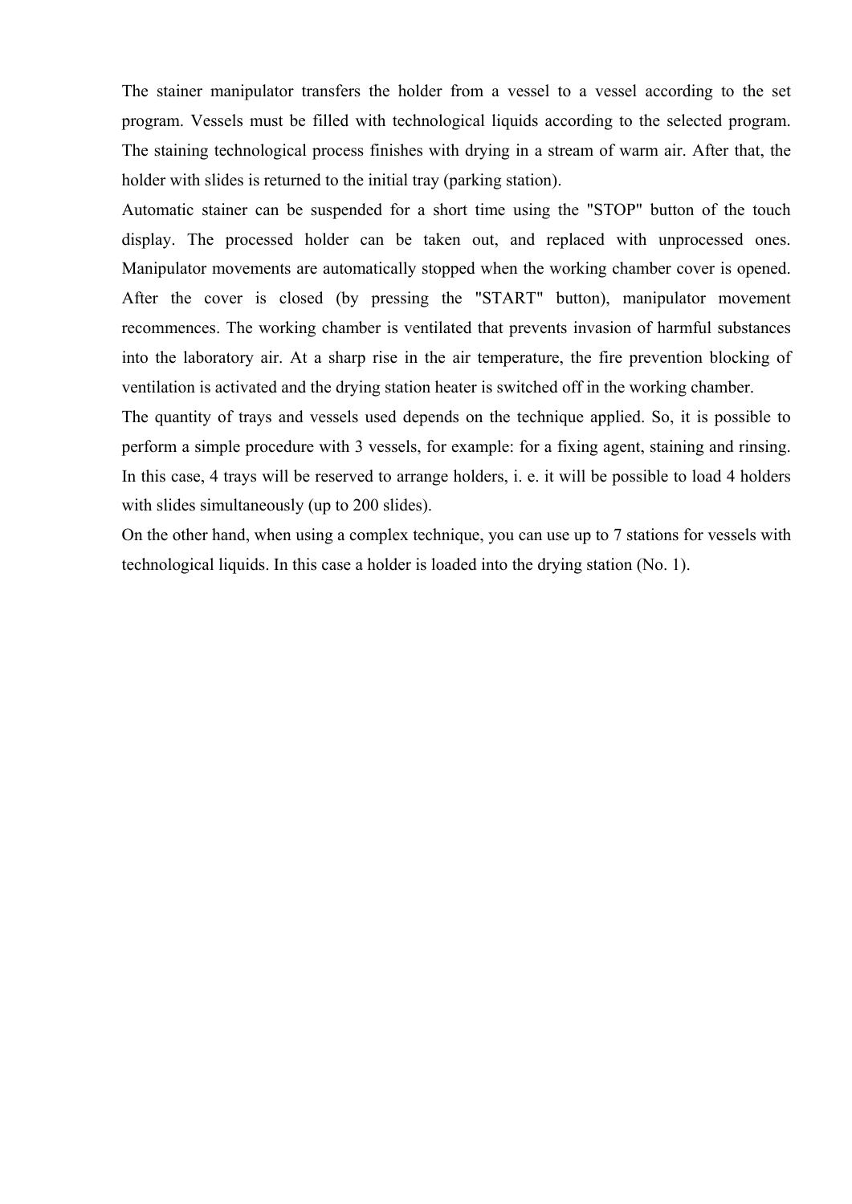The stainer manipulator transfers the holder from a vessel to a vessel according to the set program. Vessels must be filled with technological liquids according to the selected program. The staining technological process finishes with drying in a stream of warm air. After that, the holder with slides is returned to the initial tray (parking station).

Automatic stainer can be suspended for a short time using the "STOP" button of the touch display. The processed holder can be taken out, and replaced with unprocessed ones. Manipulator movements are automatically stopped when the working chamber cover is opened. After the cover is closed (by pressing the "START" button), manipulator movement recommences. The working chamber is ventilated that prevents invasion of harmful substances into the laboratory air. At a sharp rise in the air temperature, the fire prevention blocking of ventilation is activated and the drying station heater is switched off in the working chamber.

The quantity of trays and vessels used depends on the technique applied. So, it is possible to perform a simple procedure with 3 vessels, for example: for a fixing agent, staining and rinsing. In this case, 4 trays will be reserved to arrange holders, i. e. it will be possible to load 4 holders with slides simultaneously (up to 200 slides).

On the other hand, when using a complex technique, you can use up to 7 stations for vessels with technological liquids. In this case a holder is loaded into the drying station (No. 1).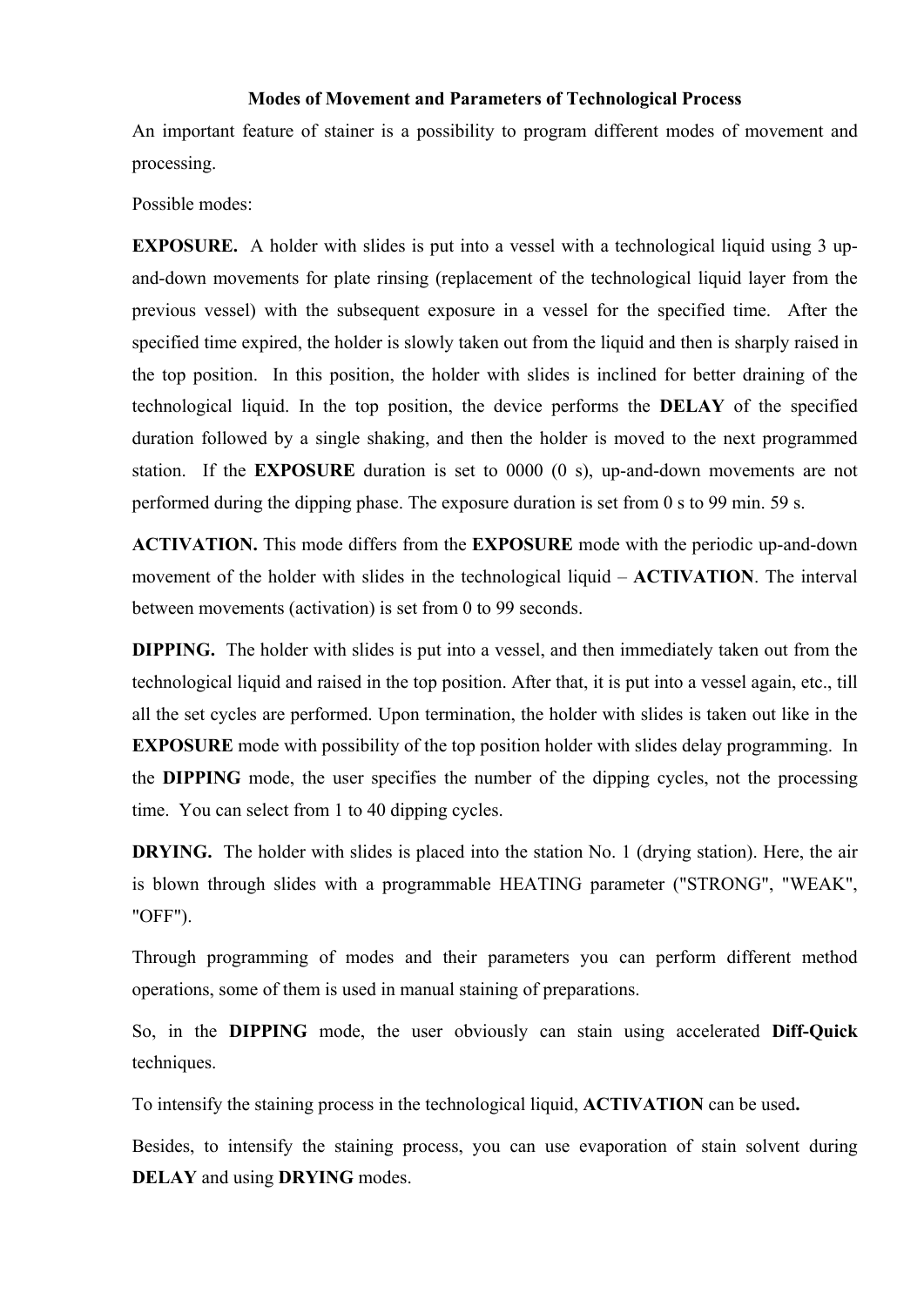## Modes of Movement and Parameters of Technological Process

An important feature of stainer is a possibility to program different modes of movement and processing.

Possible modes:

**EXPOSURE.** A holder with slides is put into a vessel with a technological liquid using 3 up-and-down movements for plate rinsing (replacement of the technological liquid layer from the previous vessel) with the subsequent exposure in a vessel for the specified time. After the specified time expired, the holder is slowly taken out from the liquid and then is sharply raised in the top position. In this position, the holder with slides is inclined for better draining of the technological liquid. In the top position, the device performs the **DELAY** of the specified duration followed by a single shaking, and then the holder is moved to the next programmed station. If the **EXPOSURE** duration is set to 0000 (0 s), up-and-down movements are not performed during the dipping phase. The exposure duration is set from 0 s to 99 min. 59 s.

**ACTIVATION.** This mode differs from the **EXPOSURE** mode with the periodic up-and-down movement of the holder with slides in the technological liquid – **ACTIVATION**. The interval between movements (activation) is set from 0 to 99 seconds.

**DIPPING.** The holder with slides is put into a vessel, and then immediately taken out from the technological liquid and raised in the top position. After that, it is put into a vessel again, etc., till all the set cycles are performed. Upon termination, the holder with slides is taken out like in the **EXPOSURE** mode with possibility of the top position holder with slides delay programming. In the **DIPPING** mode, the user specifies the number of the dipping cycles, not the processing time. You can select from 1 to 40 dipping cycles.

**DRYING.** The holder with slides is placed into the station No. 1 (drying station). Here, the air is blown through slides with a programmable HEATING parameter ("STRONG", "WEAK", "OFF").

Through programming of modes and their parameters you can perform different method operations, some of them is used in manual staining of preparations.

So, in the **DIPPING** mode, the user obviously can stain using accelerated **Diff-Quick** techniques.

To intensify the staining process in the technological liquid, **ACTIVATION** can be used**.**

Besides, to intensify the staining process, you can use evaporation of stain solvent during **DELAY** and using **DRYING** modes.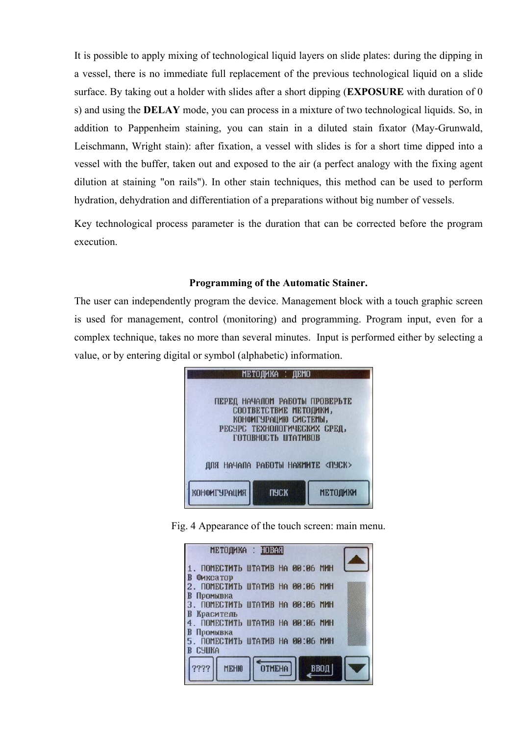It is possible to apply mixing of technological liquid layers on slide plates: during the dipping in a vessel, there is no immediate full replacement of the previous technological liquid on a slide surface. By taking out a holder with slides after a short dipping (**EXPOSURE** with duration of 0 s) and using the **DELAY** mode, you can process in a mixture of two technological liquids. So, in addition to Pappenheim staining, you can stain in a diluted stain fixator (May-Grunwald, Leischmann, Wright stain): after fixation, a vessel with slides is for a short time dipped into a vessel with the buffer, taken out and exposed to the air (a perfect analogy with the fixing agent dilution at staining "on rails"). In other stain techniques, this method can be used to perform hydration, dehydration and differentiation of a preparations without big number of vessels.

Key technological process parameter is the duration that can be corrected before the program execution.

## Programming of the Automatic Stainer.

The user can independently program the device. Management block with a touch graphic screen is used for management, control (monitoring) and programming. Program input, even for a complex technique, takes no more than several minutes. Input is performed either by selecting a value, or by entering digital or symbol (alphabetic) information.

Fig. 4 Appearance of the touch screen: main menu.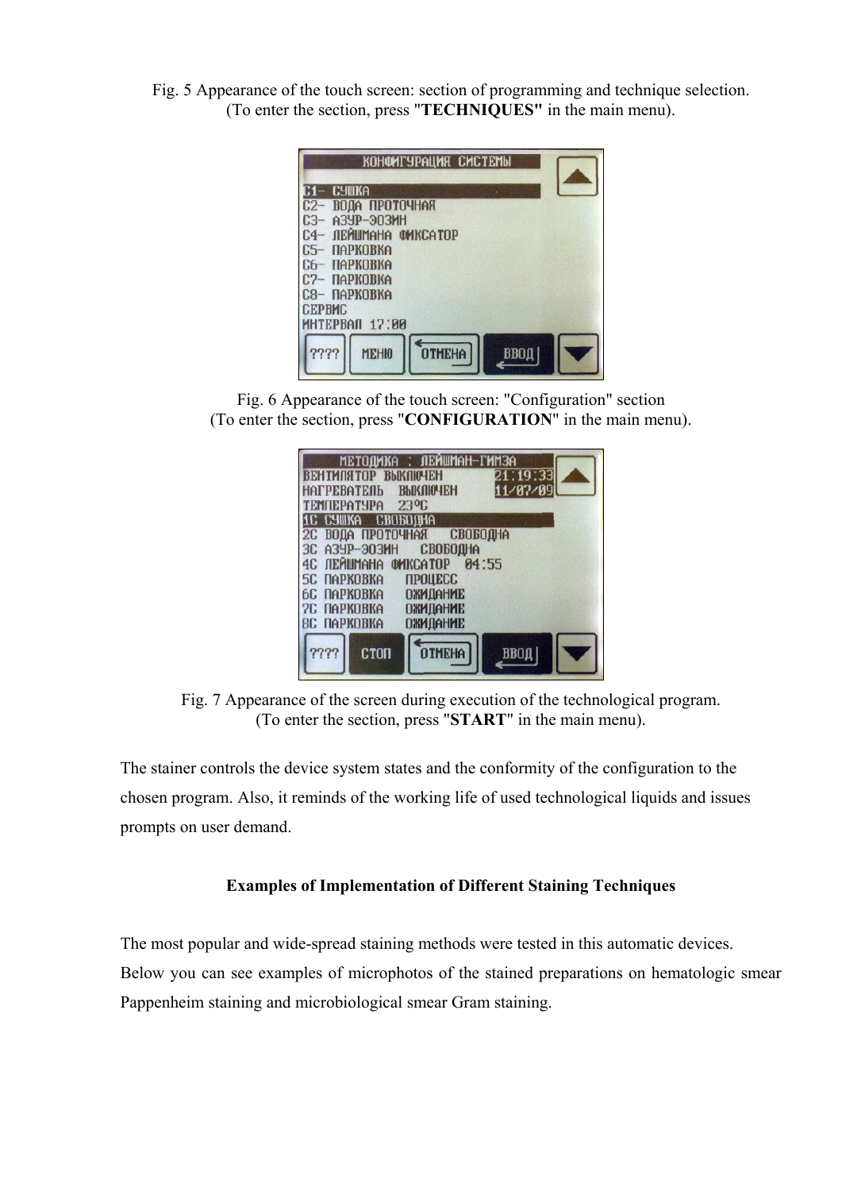Fig. 5 Appearance of the touch screen: section of programming and technique selection. (To enter the section, press "**TECHNIQUES"** in the main menu).

Fig. 6 Appearance of the touch screen: "Configuration" section (To enter the section, press "**CONFIGURATION**" in the main menu).

Fig. 7 Appearance of the screen during execution of the technological program. (To enter the section, press "**START**" in the main menu).

The stainer controls the device system states and the conformity of the configuration to the chosen program. Also, it reminds of the working life of used technological liquids and issues prompts on user demand.

### Examples of Implementation of Different Staining Techniques

The most popular and wide-spread staining methods were tested in this automatic devices. Below you can see examples of microphotos of the stained preparations on hematologic smear Pappenheim staining and microbiological smear Gram staining.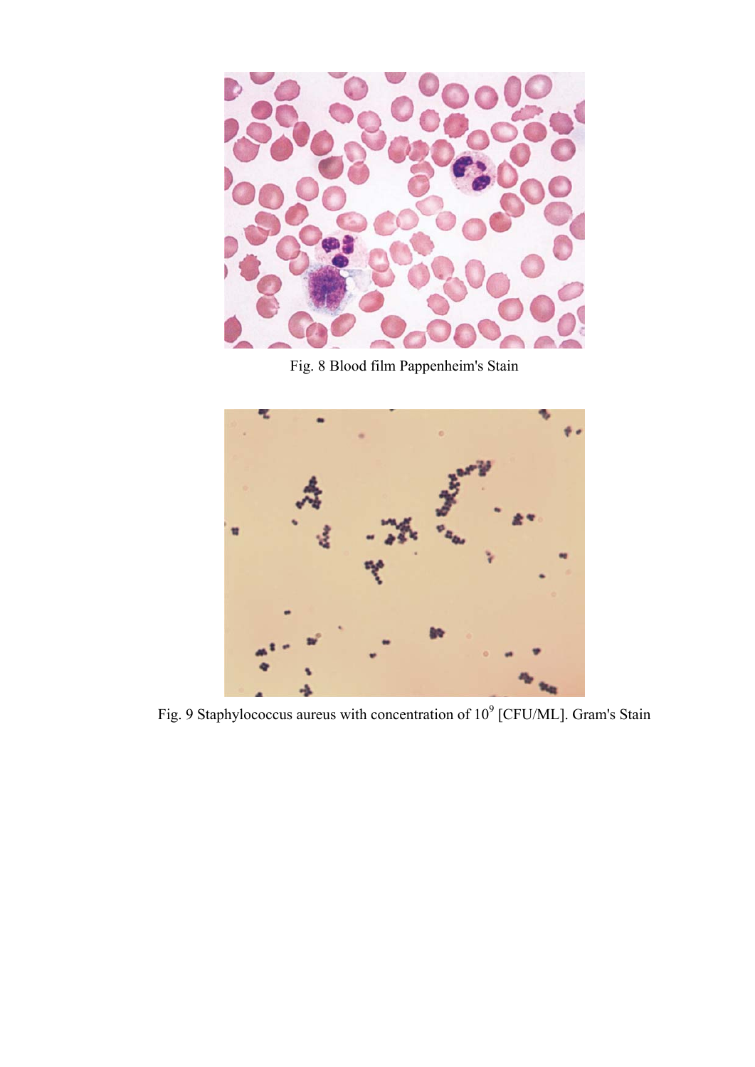Fig. 8 Blood film Pappenheim's Stain

Fig. 9 Staphylococcus aureus with concentration of $10^9$ [CFU/ML]. Gram's Stain